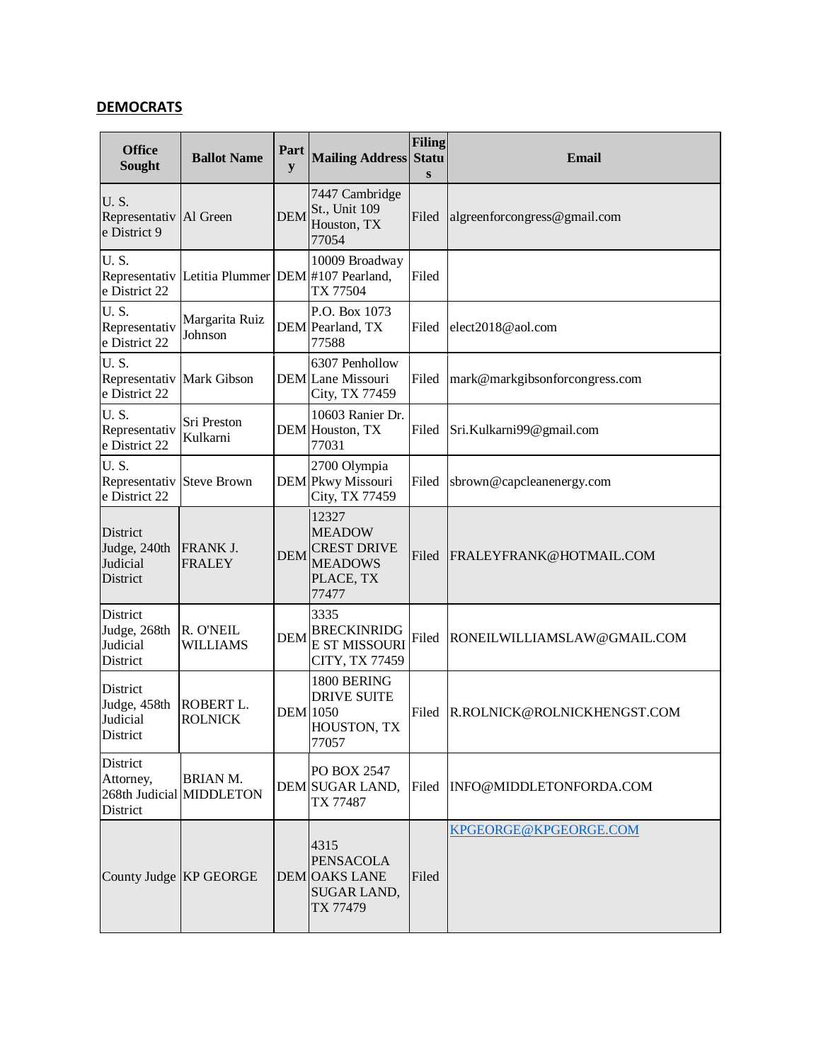**DEMOCRATS**

| Office Sought | Ballot Name | Party | Mailing Address | Filing Status | Email |
| --- | --- | --- | --- | --- | --- |
| U. S. Representative District 9 | Al Green | DEM | 7447 Cambridge St., Unit 109 Houston, TX 77054 | Filed | algreenforcongress@gmail.com |
| U. S. Representative District 22 | Letitia Plummer | DEM | 10009 Broadway #107 Pearland, TX 77504 | Filed | |
| U. S. Representative District 22 | Margarita Ruiz Johnson | DEM | P.O. Box 1073 Pearland, TX 77588 | Filed | elect2018@aol.com |
| U. S. Representative District 22 | Mark Gibson | DEM | 6307 Penhollow Lane Missouri City, TX 77459 | Filed | mark@markgibsonforcongress.com |
| U. S. Representative District 22 | Sri Preston Kulkarni | DEM | 10603 Ranier Dr. Houston, TX 77031 | Filed | Sri.Kulkarni99@gmail.com |
| U. S. Representative District 22 | Steve Brown | DEM | 2700 Olympia Pkwy Missouri City, TX 77459 | Filed | sbrown@capcleanenergy.com |
| District Judge, 240th Judicial District | FRANK J. FRALEY | DEM | 12327 MEADOW CREST DRIVE MEADOWS PLACE, TX 77477 | Filed | FRALEYFRANK@HOTMAIL.COM |
| District Judge, 268th Judicial District | R. O'NEIL WILLIAMS | DEM | 3335 BRECKINRIDGE ST MISSOURI CITY, TX 77459 | Filed | RONEILWILLIAMSLAW@GMAIL.COM |
| District Judge, 458th Judicial District | ROBERT L. ROLNICK | DEM | 1800 BERING DRIVE SUITE 1050 HOUSTON, TX 77057 | Filed | R.ROLNICK@ROLNICKHENGST.COM |
| District Attorney, 268th Judicial District | BRIAN M. MIDDLETON | DEM | PO BOX 2547 SUGAR LAND, TX 77487 | Filed | INFO@MIDDLETONFORDA.COM |
| County Judge | KP GEORGE | DEM | 4315 PENSACOLA OAKS LANE SUGAR LAND, TX 77479 | Filed | KPGEORGE@KPGEORGE.COM |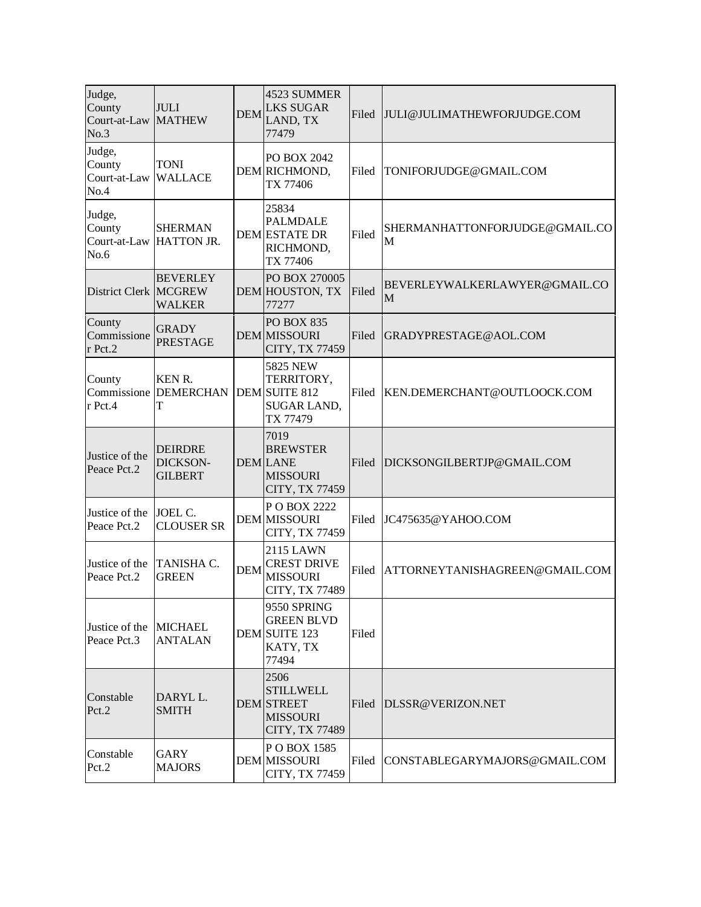| | | | | | |
|---|---|---|---|---|---|
| Judge, County Court-at-Law No.3 | JULI MATHEW | DEM | 4523 SUMMER LKS SUGAR LAND, TX 77479 | Filed | JULI@JULIMATHEWFORJUDGE.COM |
| Judge, County Court-at-Law No.4 | TONI WALLACE | DEM | PO BOX 2042 RICHMOND, TX 77406 | Filed | TONIFORJUDGE@GMAIL.COM |
| Judge, County Court-at-Law No.6 | SHERMAN HATTON JR. | DEM | 25834 PALMDALE ESTATE DR RICHMOND, TX 77406 | Filed | SHERMANHATTONFORJUDGE@GMAIL.COM |
| District Clerk | BEVERLEY MCGREW WALKER | DEM | PO BOX 270005 HOUSTON, TX 77277 | Filed | BEVERLEYWALKERLAWYER@GMAIL.COM |
| County Commissioner Pct.2 | GRADY PRESTAGE | DEM | PO BOX 835 MISSOURI CITY, TX 77459 | Filed | GRADYPRESTAGE@AOL.COM |
| County Commissioner Pct.4 | KEN R. DEMERCHANT | DEM | 5825 NEW TERRITORY, SUITE 812 SUGAR LAND, TX 77479 | Filed | KEN.DEMERCHANT@OUTLOOCK.COM |
| Justice of the Peace Pct.2 | DEIRDRE DICKSON-GILBERT | DEM | 7019 BREWSTER LANE MISSOURI CITY, TX 77459 | Filed | DICKSONGILBERTJP@GMAIL.COM |
| Justice of the Peace Pct.2 | JOEL C. CLOUSER SR | DEM | P O BOX 2222 MISSOURI CITY, TX 77459 | Filed | JC475635@YAHOO.COM |
| Justice of the Peace Pct.2 | TANISHA C. GREEN | DEM | 2115 LAWN CREST DRIVE MISSOURI CITY, TX 77489 | Filed | ATTORNEYTANISHAGREEN@GMAIL.COM |
| Justice of the Peace Pct.3 | MICHAEL ANTALAN | DEM | 9550 SPRING GREEN BLVD SUITE 123 KATY, TX 77494 | Filed | |
| Constable Pct.2 | DARYL L. SMITH | DEM | 2506 STILLWELL STREET MISSOURI CITY, TX 77489 | Filed | DLSSR@VERIZON.NET |
| Constable Pct.2 | GARY MAJORS | DEM | P O BOX 1585 MISSOURI CITY, TX 77459 | Filed | CONSTABLEGARYMAJORS@GMAIL.COM |